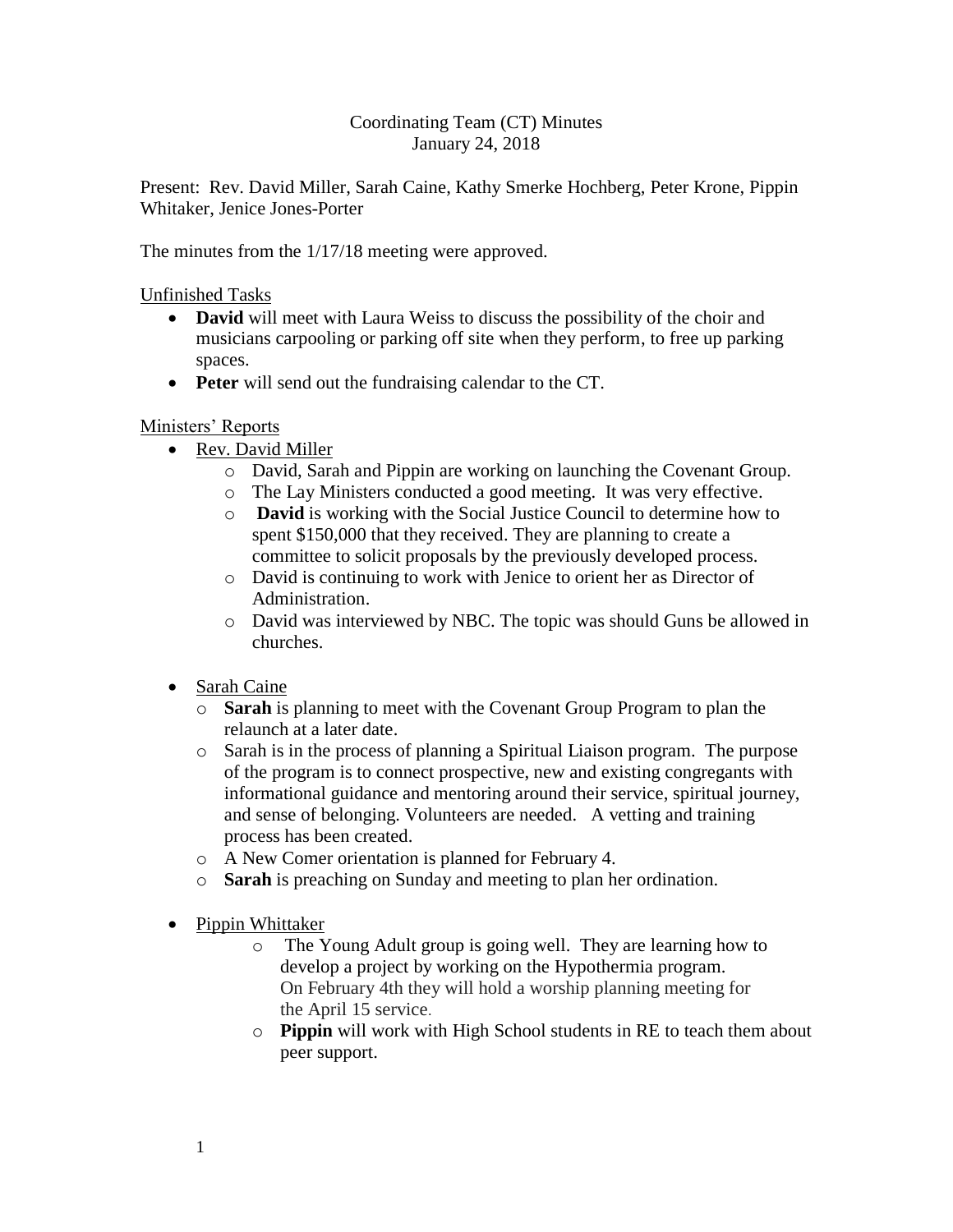Coordinating Team (CT) Minutes
January 24, 2018

Present: Rev. David Miller, Sarah Caine, Kathy Smerke Hochberg, Peter Krone, Pippin Whitaker, Jenice Jones-Porter

The minutes from the 1/17/18 meeting were approved.

<u>Unfinished Tasks</u>

- **David** will meet with Laura Weiss to discuss the possibility of the choir and musicians carpooling or parking off site when they perform, to free up parking spaces.
- **Peter** will send out the fundraising calendar to the CT.

<u>Ministers' Reports</u>

- <u>Rev. David Miller</u>
    - David, Sarah and Pippin are working on launching the Covenant Group.
    - The Lay Ministers conducted a good meeting. It was very effective.
    - **David** is working with the Social Justice Council to determine how to spent $150,000 that they received. They are planning to create a committee to solicit proposals by the previously developed process.
    - David is continuing to work with Jenice to orient her as Director of Administration.
    - David was interviewed by NBC. The topic was should Guns be allowed in churches.

- <u>Sarah Caine</u>
    - **Sarah** is planning to meet with the Covenant Group Program to plan the relaunch at a later date.
    - Sarah is in the process of planning a Spiritual Liaison program. The purpose of the program is to connect prospective, new and existing congregants with informational guidance and mentoring around their service, spiritual journey, and sense of belonging. Volunteers are needed. A vetting and training process has been created.
    - A New Comer orientation is planned for February 4.
    - **Sarah** is preaching on Sunday and meeting to plan her ordination.

- <u>Pippin Whittaker</u>
    - The Young Adult group is going well. They are learning how to develop a project by working on the Hypothermia program. On February 4th they will hold a worship planning meeting for the April 15 service.
    - **Pippin** will work with High School students in RE to teach them about peer support.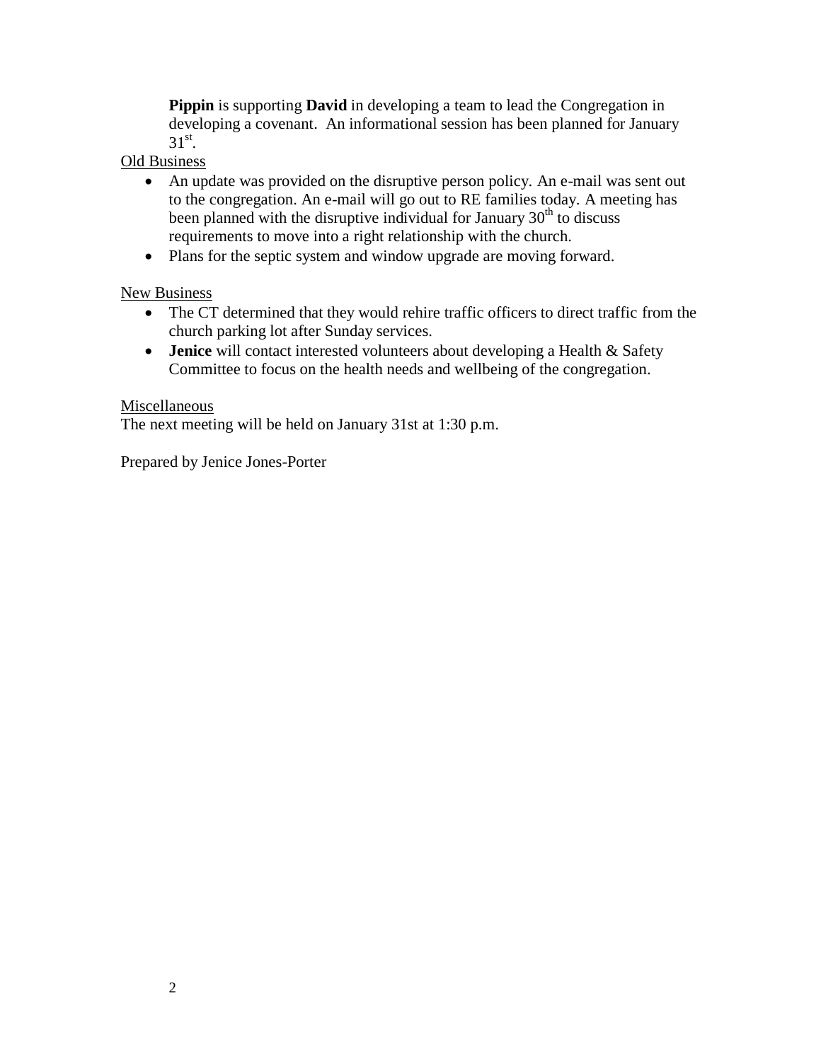**Pippin** is supporting **David** in developing a team to lead the Congregation in developing a covenant. An informational session has been planned for January 31st.

Old Business

- An update was provided on the disruptive person policy. An e-mail was sent out to the congregation. An e-mail will go out to RE families today. A meeting has been planned with the disruptive individual for January 30th to discuss requirements to move into a right relationship with the church.
- Plans for the septic system and window upgrade are moving forward.

New Business

- The CT determined that they would rehire traffic officers to direct traffic from the church parking lot after Sunday services.
- **Jenice** will contact interested volunteers about developing a Health & Safety Committee to focus on the health needs and wellbeing of the congregation.

Miscellaneous

The next meeting will be held on January 31st at 1:30 p.m.

Prepared by Jenice Jones-Porter